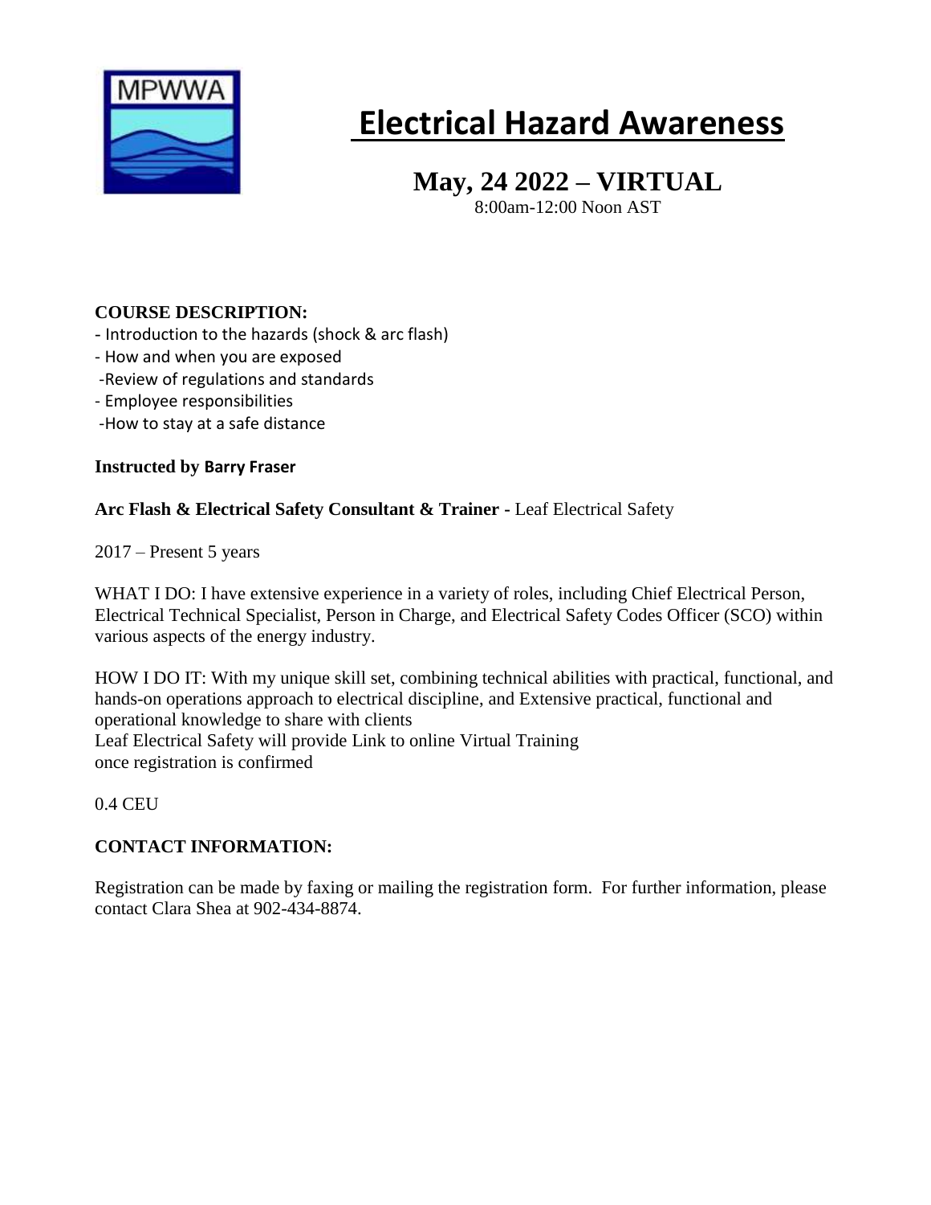MPWWA

# Electrical Hazard Awareness

## May, 24 2022 – VIRTUAL

8:00am-12:00 Noon AST

**COURSE DESCRIPTION:**

- Introduction to the hazards (shock & arc flash)
- How and when you are exposed
- Review of regulations and standards
- Employee responsibilities
- How to stay at a safe distance

**Instructed by Barry Fraser**

**Arc Flash & Electrical Safety Consultant & Trainer -** Leaf Electrical Safety

2017 – Present 5 years

WHAT I DO: I have extensive experience in a variety of roles, including Chief Electrical Person, Electrical Technical Specialist, Person in Charge, and Electrical Safety Codes Officer (SCO) within various aspects of the energy industry.

HOW I DO IT: With my unique skill set, combining technical abilities with practical, functional, and hands-on operations approach to electrical discipline, and Extensive practical, functional and operational knowledge to share with clients
Leaf Electrical Safety will provide Link to online Virtual Training
once registration is confirmed

0.4 CEU

**CONTACT INFORMATION:**

Registration can be made by faxing or mailing the registration form. For further information, please contact Clara Shea at 902-434-8874.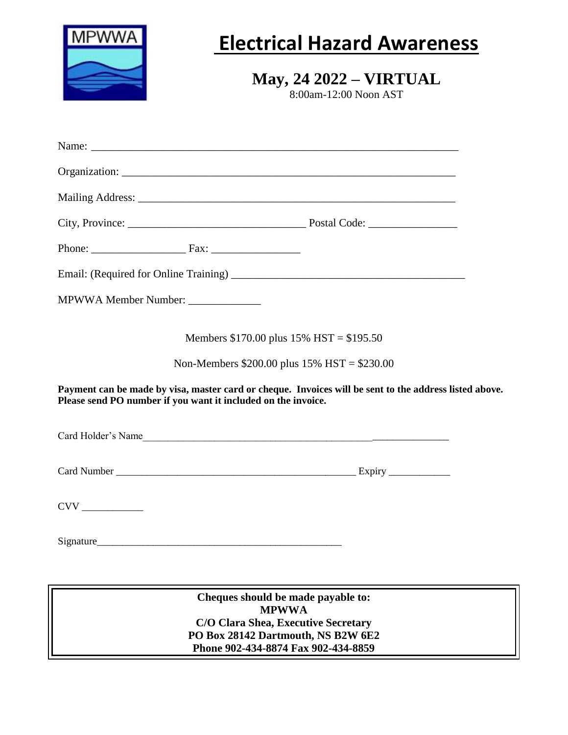# Electrical Hazard Awareness

## May, 24 2022 – VIRTUAL

8:00am-12:00 Noon AST

Name: ___________________________________________________________________

Organization: _____________________________________________________________

Mailing Address: ___________________________________________________________

City, Province: _______________________________ Postal Code: _______________

Phone: _________________ Fax: ________________

Email: (Required for Online Training) ________________________________________

MPWWA Member Number: _____________

Members $170.00 plus 15% HST = $195.50

Non-Members $200.00 plus 15% HST = $230.00

**Payment can be made by visa, master card or cheque. Invoices will be sent to the address listed above. Please send PO number if you want it included on the invoice.**

Card Holder's Name_______________________________________________________________

Card Number ________________________________________________ Expiry ____________

CVV ____________

Signature__________________________________________________

**Cheques should be made payable to:**
**MPWWA**
**C/O Clara Shea, Executive Secretary**
**PO Box 28142 Dartmouth, NS B2W 6E2**
**Phone 902-434-8874 Fax 902-434-8859**